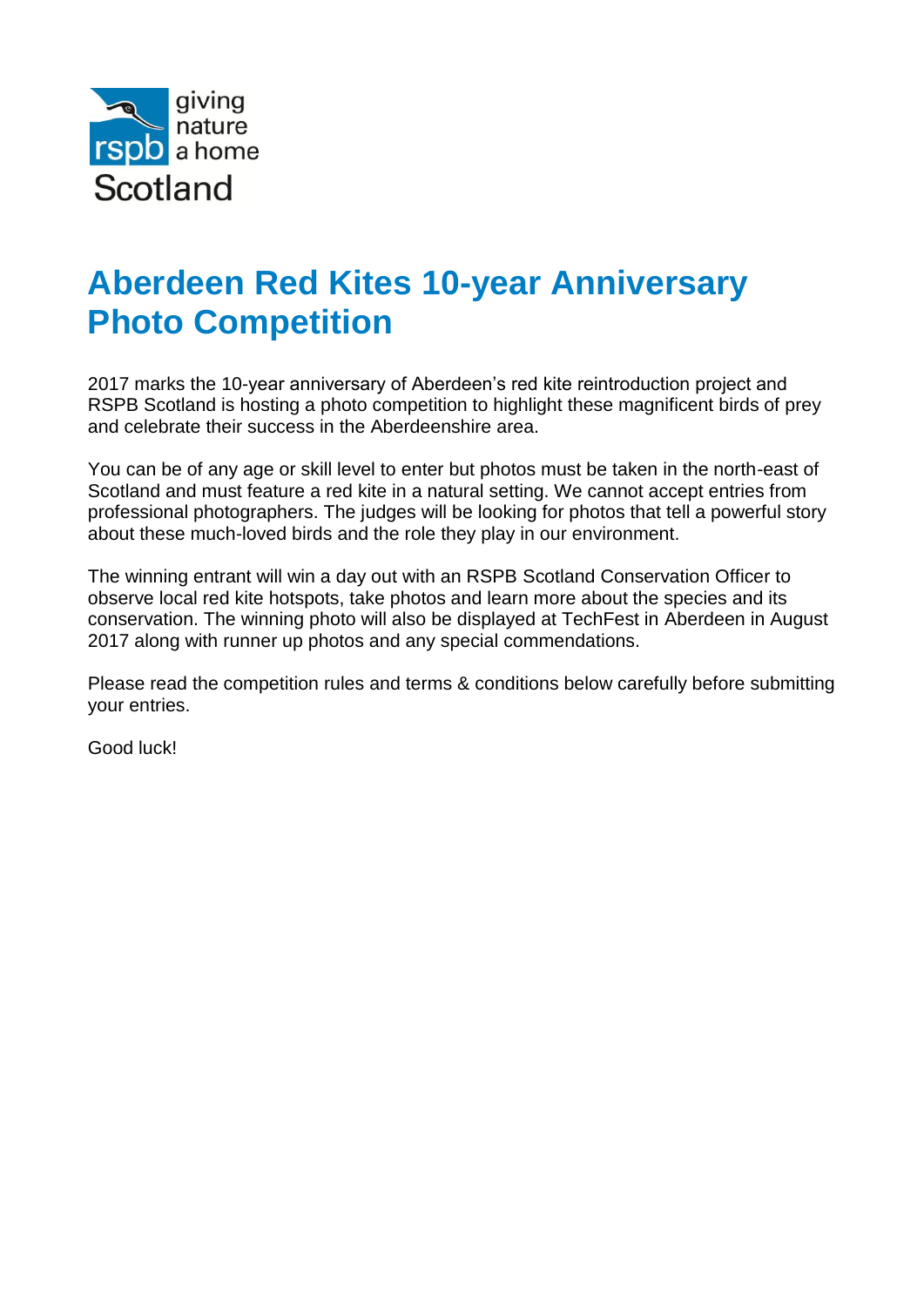giving nature a home

rspb

Scotland

# Aberdeen Red Kites 10-year Anniversary Photo Competition

2017 marks the 10-year anniversary of Aberdeen's red kite reintroduction project and RSPB Scotland is hosting a photo competition to highlight these magnificent birds of prey and celebrate their success in the Aberdeenshire area.

You can be of any age or skill level to enter but photos must be taken in the north-east of Scotland and must feature a red kite in a natural setting. We cannot accept entries from professional photographers. The judges will be looking for photos that tell a powerful story about these much-loved birds and the role they play in our environment.

The winning entrant will win a day out with an RSPB Scotland Conservation Officer to observe local red kite hotspots, take photos and learn more about the species and its conservation. The winning photo will also be displayed at TechFest in Aberdeen in August 2017 along with runner up photos and any special commendations.

Please read the competition rules and terms & conditions below carefully before submitting your entries.

Good luck!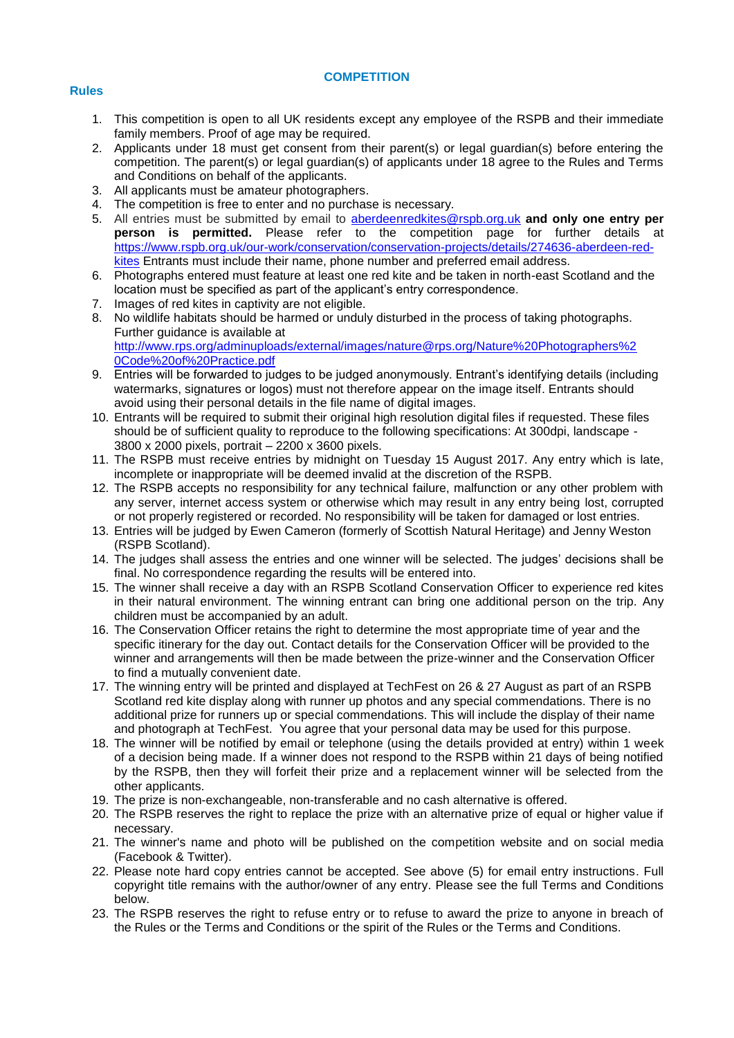## COMPETITION

### Rules

1. This competition is open to all UK residents except any employee of the RSPB and their immediate family members. Proof of age may be required.
2. Applicants under 18 must get consent from their parent(s) or legal guardian(s) before entering the competition. The parent(s) or legal guardian(s) of applicants under 18 agree to the Rules and Terms and Conditions on behalf of the applicants.
3. All applicants must be amateur photographers.
4. The competition is free to enter and no purchase is necessary.
5. All entries must be submitted by email to aberdeenredkites@rspb.org.uk **and only one entry per person is permitted.** Please refer to the competition page for further details at https://www.rspb.org.uk/our-work/conservation/conservation-projects/details/274636-aberdeen-red-kites Entrants must include their name, phone number and preferred email address.
6. Photographs entered must feature at least one red kite and be taken in north-east Scotland and the location must be specified as part of the applicant's entry correspondence.
7. Images of red kites in captivity are not eligible.
8. No wildlife habitats should be harmed or unduly disturbed in the process of taking photographs. Further guidance is available at http://www.rps.org/adminuploads/external/images/nature@rps.org/Nature%20Photographers%20Code%20of%20Practice.pdf
9. Entries will be forwarded to judges to be judged anonymously. Entrant's identifying details (including watermarks, signatures or logos) must not therefore appear on the image itself. Entrants should avoid using their personal details in the file name of digital images.
10. Entrants will be required to submit their original high resolution digital files if requested. These files should be of sufficient quality to reproduce to the following specifications: At 300dpi, landscape - 3800 x 2000 pixels, portrait – 2200 x 3600 pixels.
11. The RSPB must receive entries by midnight on Tuesday 15 August 2017. Any entry which is late, incomplete or inappropriate will be deemed invalid at the discretion of the RSPB.
12. The RSPB accepts no responsibility for any technical failure, malfunction or any other problem with any server, internet access system or otherwise which may result in any entry being lost, corrupted or not properly registered or recorded. No responsibility will be taken for damaged or lost entries.
13. Entries will be judged by Ewen Cameron (formerly of Scottish Natural Heritage) and Jenny Weston (RSPB Scotland).
14. The judges shall assess the entries and one winner will be selected. The judges' decisions shall be final. No correspondence regarding the results will be entered into.
15. The winner shall receive a day with an RSPB Scotland Conservation Officer to experience red kites in their natural environment. The winning entrant can bring one additional person on the trip. Any children must be accompanied by an adult.
16. The Conservation Officer retains the right to determine the most appropriate time of year and the specific itinerary for the day out. Contact details for the Conservation Officer will be provided to the winner and arrangements will then be made between the prize-winner and the Conservation Officer to find a mutually convenient date.
17. The winning entry will be printed and displayed at TechFest on 26 & 27 August as part of an RSPB Scotland red kite display along with runner up photos and any special commendations. There is no additional prize for runners up or special commendations. This will include the display of their name and photograph at TechFest. You agree that your personal data may be used for this purpose.
18. The winner will be notified by email or telephone (using the details provided at entry) within 1 week of a decision being made. If a winner does not respond to the RSPB within 21 days of being notified by the RSPB, then they will forfeit their prize and a replacement winner will be selected from the other applicants.
19. The prize is non-exchangeable, non-transferable and no cash alternative is offered.
20. The RSPB reserves the right to replace the prize with an alternative prize of equal or higher value if necessary.
21. The winner's name and photo will be published on the competition website and on social media (Facebook & Twitter).
22. Please note hard copy entries cannot be accepted. See above (5) for email entry instructions. Full copyright title remains with the author/owner of any entry. Please see the full Terms and Conditions below.
23. The RSPB reserves the right to refuse entry or to refuse to award the prize to anyone in breach of the Rules or the Terms and Conditions or the spirit of the Rules or the Terms and Conditions.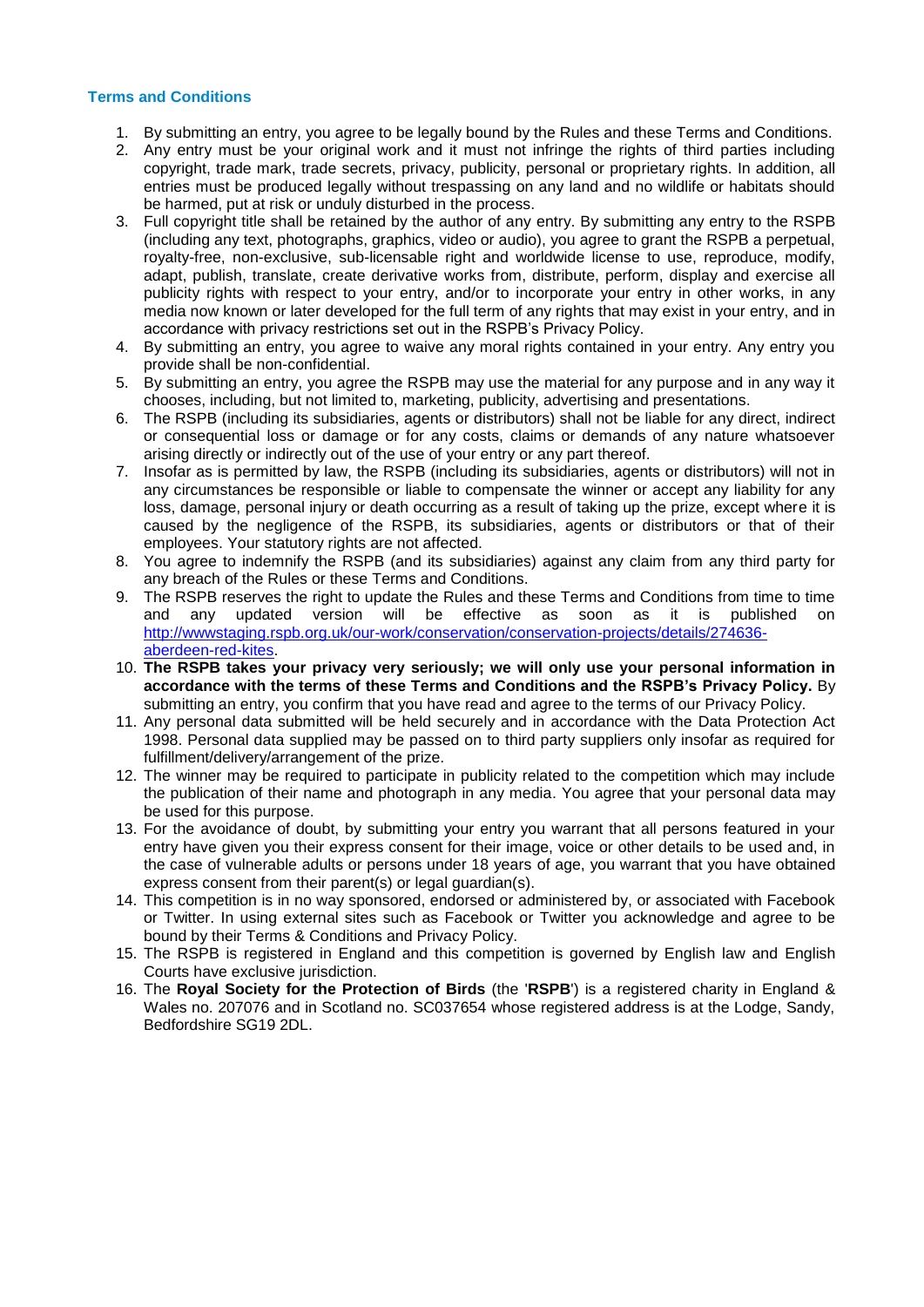### Terms and Conditions

1. By submitting an entry, you agree to be legally bound by the Rules and these Terms and Conditions.
2. Any entry must be your original work and it must not infringe the rights of third parties including copyright, trade mark, trade secrets, privacy, publicity, personal or proprietary rights. In addition, all entries must be produced legally without trespassing on any land and no wildlife or habitats should be harmed, put at risk or unduly disturbed in the process.
3. Full copyright title shall be retained by the author of any entry. By submitting any entry to the RSPB (including any text, photographs, graphics, video or audio), you agree to grant the RSPB a perpetual, royalty-free, non-exclusive, sub-licensable right and worldwide license to use, reproduce, modify, adapt, publish, translate, create derivative works from, distribute, perform, display and exercise all publicity rights with respect to your entry, and/or to incorporate your entry in other works, in any media now known or later developed for the full term of any rights that may exist in your entry, and in accordance with privacy restrictions set out in the RSPB's Privacy Policy.
4. By submitting an entry, you agree to waive any moral rights contained in your entry. Any entry you provide shall be non-confidential.
5. By submitting an entry, you agree the RSPB may use the material for any purpose and in any way it chooses, including, but not limited to, marketing, publicity, advertising and presentations.
6. The RSPB (including its subsidiaries, agents or distributors) shall not be liable for any direct, indirect or consequential loss or damage or for any costs, claims or demands of any nature whatsoever arising directly or indirectly out of the use of your entry or any part thereof.
7. Insofar as is permitted by law, the RSPB (including its subsidiaries, agents or distributors) will not in any circumstances be responsible or liable to compensate the winner or accept any liability for any loss, damage, personal injury or death occurring as a result of taking up the prize, except where it is caused by the negligence of the RSPB, its subsidiaries, agents or distributors or that of their employees. Your statutory rights are not affected.
8. You agree to indemnify the RSPB (and its subsidiaries) against any claim from any third party for any breach of the Rules or these Terms and Conditions.
9. The RSPB reserves the right to update the Rules and these Terms and Conditions from time to time and any updated version will be effective as soon as it is published on [http://wwwstaging.rspb.org.uk/our-work/conservation/conservation-projects/details/274636-aberdeen-red-kites](http://wwwstaging.rspb.org.uk/our-work/conservation/conservation-projects/details/274636-aberdeen-red-kites).
10. **The RSPB takes your privacy very seriously; we will only use your personal information in accordance with the terms of these Terms and Conditions and the RSPB's Privacy Policy.** By submitting an entry, you confirm that you have read and agree to the terms of our Privacy Policy.
11. Any personal data submitted will be held securely and in accordance with the Data Protection Act 1998. Personal data supplied may be passed on to third party suppliers only insofar as required for fulfillment/delivery/arrangement of the prize.
12. The winner may be required to participate in publicity related to the competition which may include the publication of their name and photograph in any media. You agree that your personal data may be used for this purpose.
13. For the avoidance of doubt, by submitting your entry you warrant that all persons featured in your entry have given you their express consent for their image, voice or other details to be used and, in the case of vulnerable adults or persons under 18 years of age, you warrant that you have obtained express consent from their parent(s) or legal guardian(s).
14. This competition is in no way sponsored, endorsed or administered by, or associated with Facebook or Twitter. In using external sites such as Facebook or Twitter you acknowledge and agree to be bound by their Terms & Conditions and Privacy Policy.
15. The RSPB is registered in England and this competition is governed by English law and English Courts have exclusive jurisdiction.
16. The **Royal Society for the Protection of Birds** (the '**RSPB**') is a registered charity in England & Wales no. 207076 and in Scotland no. SC037654 whose registered address is at the Lodge, Sandy, Bedfordshire SG19 2DL.